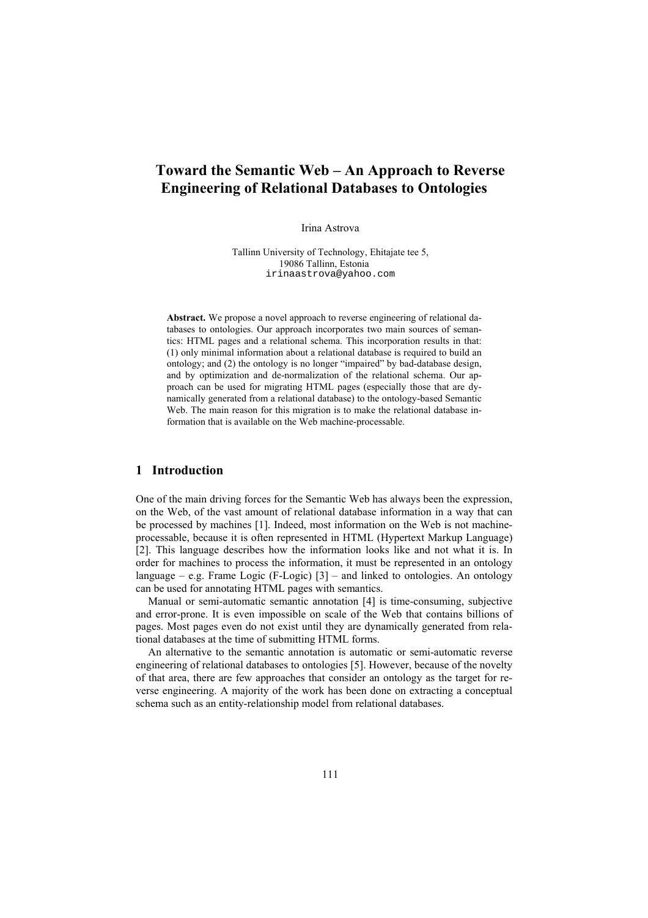# Toward the Semantic Web – An Approach to Reverse Engineering of Relational Databases to Ontologies

Irina Astrova

Tallinn University of Technology, Ehitajate tee 5,
19086 Tallinn, Estonia
irinaastrova@yahoo.com

**Abstract.** We propose a novel approach to reverse engineering of relational databases to ontologies. Our approach incorporates two main sources of semantics: HTML pages and a relational schema. This incorporation results in that: (1) only minimal information about a relational database is required to build an ontology; and (2) the ontology is no longer "impaired" by bad-database design, and by optimization and de-normalization of the relational schema. Our approach can be used for migrating HTML pages (especially those that are dynamically generated from a relational database) to the ontology-based Semantic Web. The main reason for this migration is to make the relational database information that is available on the Web machine-processable.

## 1 Introduction

One of the main driving forces for the Semantic Web has always been the expression, on the Web, of the vast amount of relational database information in a way that can be processed by machines [1]. Indeed, most information on the Web is not machine-processable, because it is often represented in HTML (Hypertext Markup Language) [2]. This language describes how the information looks like and not what it is. In order for machines to process the information, it must be represented in an ontology language – e.g. Frame Logic (F-Logic) [3] – and linked to ontologies. An ontology can be used for annotating HTML pages with semantics.

Manual or semi-automatic semantic annotation [4] is time-consuming, subjective and error-prone. It is even impossible on scale of the Web that contains billions of pages. Most pages even do not exist until they are dynamically generated from relational databases at the time of submitting HTML forms.

An alternative to the semantic annotation is automatic or semi-automatic reverse engineering of relational databases to ontologies [5]. However, because of the novelty of that area, there are few approaches that consider an ontology as the target for reverse engineering. A majority of the work has been done on extracting a conceptual schema such as an entity-relationship model from relational databases.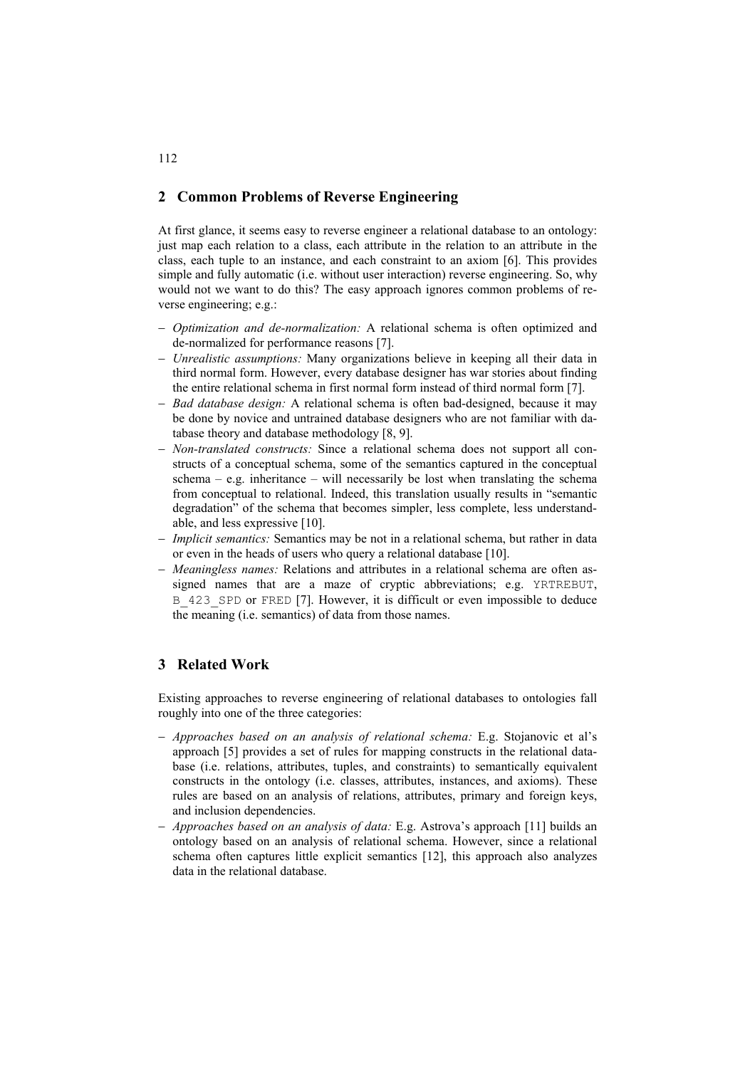## 2 Common Problems of Reverse Engineering

At first glance, it seems easy to reverse engineer a relational database to an ontology: just map each relation to a class, each attribute in the relation to an attribute in the class, each tuple to an instance, and each constraint to an axiom [6]. This provides simple and fully automatic (i.e. without user interaction) reverse engineering. So, why would not we want to do this? The easy approach ignores common problems of reverse engineering; e.g.:

- *Optimization and de-normalization:* A relational schema is often optimized and de-normalized for performance reasons [7].
- *Unrealistic assumptions:* Many organizations believe in keeping all their data in third normal form. However, every database designer has war stories about finding the entire relational schema in first normal form instead of third normal form [7].
- *Bad database design:* A relational schema is often bad-designed, because it may be done by novice and untrained database designers who are not familiar with database theory and database methodology [8, 9].
- *Non-translated constructs:* Since a relational schema does not support all constructs of a conceptual schema, some of the semantics captured in the conceptual schema – e.g. inheritance – will necessarily be lost when translating the schema from conceptual to relational. Indeed, this translation usually results in "semantic degradation" of the schema that becomes simpler, less complete, less understandable, and less expressive [10].
- *Implicit semantics:* Semantics may be not in a relational schema, but rather in data or even in the heads of users who query a relational database [10].
- *Meaningless names:* Relations and attributes in a relational schema are often assigned names that are a maze of cryptic abbreviations; e.g. `YRTREBUT`, `B_423_SPD` or `FRED` [7]. However, it is difficult or even impossible to deduce the meaning (i.e. semantics) of data from those names.

## 3 Related Work

Existing approaches to reverse engineering of relational databases to ontologies fall roughly into one of the three categories:

- *Approaches based on an analysis of relational schema:* E.g. Stojanovic et al's approach [5] provides a set of rules for mapping constructs in the relational database (i.e. relations, attributes, tuples, and constraints) to semantically equivalent constructs in the ontology (i.e. classes, attributes, instances, and axioms). These rules are based on an analysis of relations, attributes, primary and foreign keys, and inclusion dependencies.
- *Approaches based on an analysis of data:* E.g. Astrova's approach [11] builds an ontology based on an analysis of relational schema. However, since a relational schema often captures little explicit semantics [12], this approach also analyzes data in the relational database.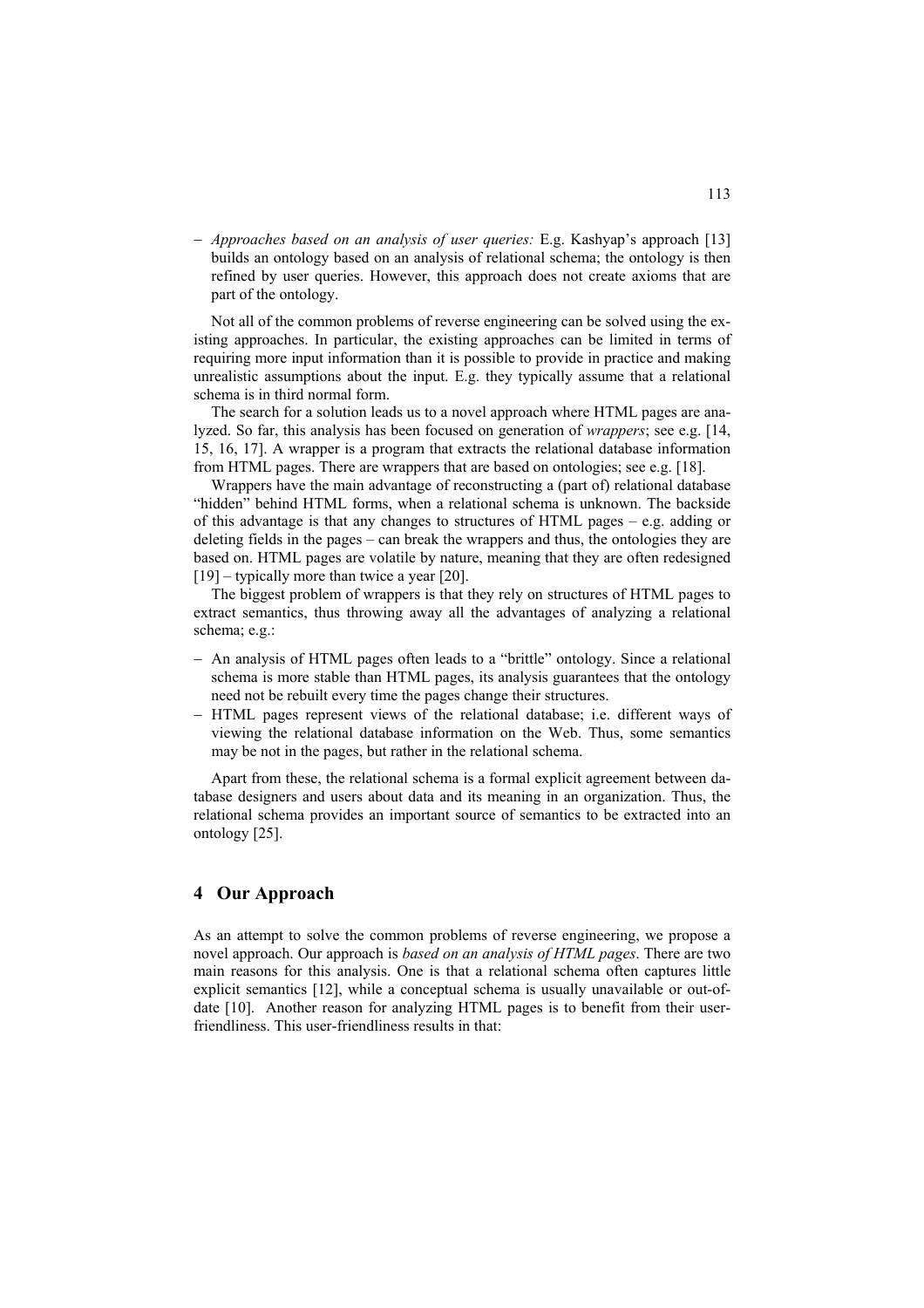- *Approaches based on an analysis of user queries:* E.g. Kashyap's approach [13] builds an ontology based on an analysis of relational schema; the ontology is then refined by user queries. However, this approach does not create axioms that are part of the ontology.

Not all of the common problems of reverse engineering can be solved using the existing approaches. In particular, the existing approaches can be limited in terms of requiring more input information than it is possible to provide in practice and making unrealistic assumptions about the input. E.g. they typically assume that a relational schema is in third normal form.

The search for a solution leads us to a novel approach where HTML pages are analyzed. So far, this analysis has been focused on generation of *wrappers*; see e.g. [14, 15, 16, 17]. A wrapper is a program that extracts the relational database information from HTML pages. There are wrappers that are based on ontologies; see e.g. [18].

Wrappers have the main advantage of reconstructing a (part of) relational database "hidden" behind HTML forms, when a relational schema is unknown. The backside of this advantage is that any changes to structures of HTML pages – e.g. adding or deleting fields in the pages – can break the wrappers and thus, the ontologies they are based on. HTML pages are volatile by nature, meaning that they are often redesigned [19] – typically more than twice a year [20].

The biggest problem of wrappers is that they rely on structures of HTML pages to extract semantics, thus throwing away all the advantages of analyzing a relational schema; e.g.:

- An analysis of HTML pages often leads to a "brittle" ontology. Since a relational schema is more stable than HTML pages, its analysis guarantees that the ontology need not be rebuilt every time the pages change their structures.
- HTML pages represent views of the relational database; i.e. different ways of viewing the relational database information on the Web. Thus, some semantics may be not in the pages, but rather in the relational schema.

Apart from these, the relational schema is a formal explicit agreement between database designers and users about data and its meaning in an organization. Thus, the relational schema provides an important source of semantics to be extracted into an ontology [25].

## 4 Our Approach

As an attempt to solve the common problems of reverse engineering, we propose a novel approach. Our approach is *based on an analysis of HTML pages*. There are two main reasons for this analysis. One is that a relational schema often captures little explicit semantics [12], while a conceptual schema is usually unavailable or out-of-date [10]. Another reason for analyzing HTML pages is to benefit from their user-friendliness. This user-friendliness results in that: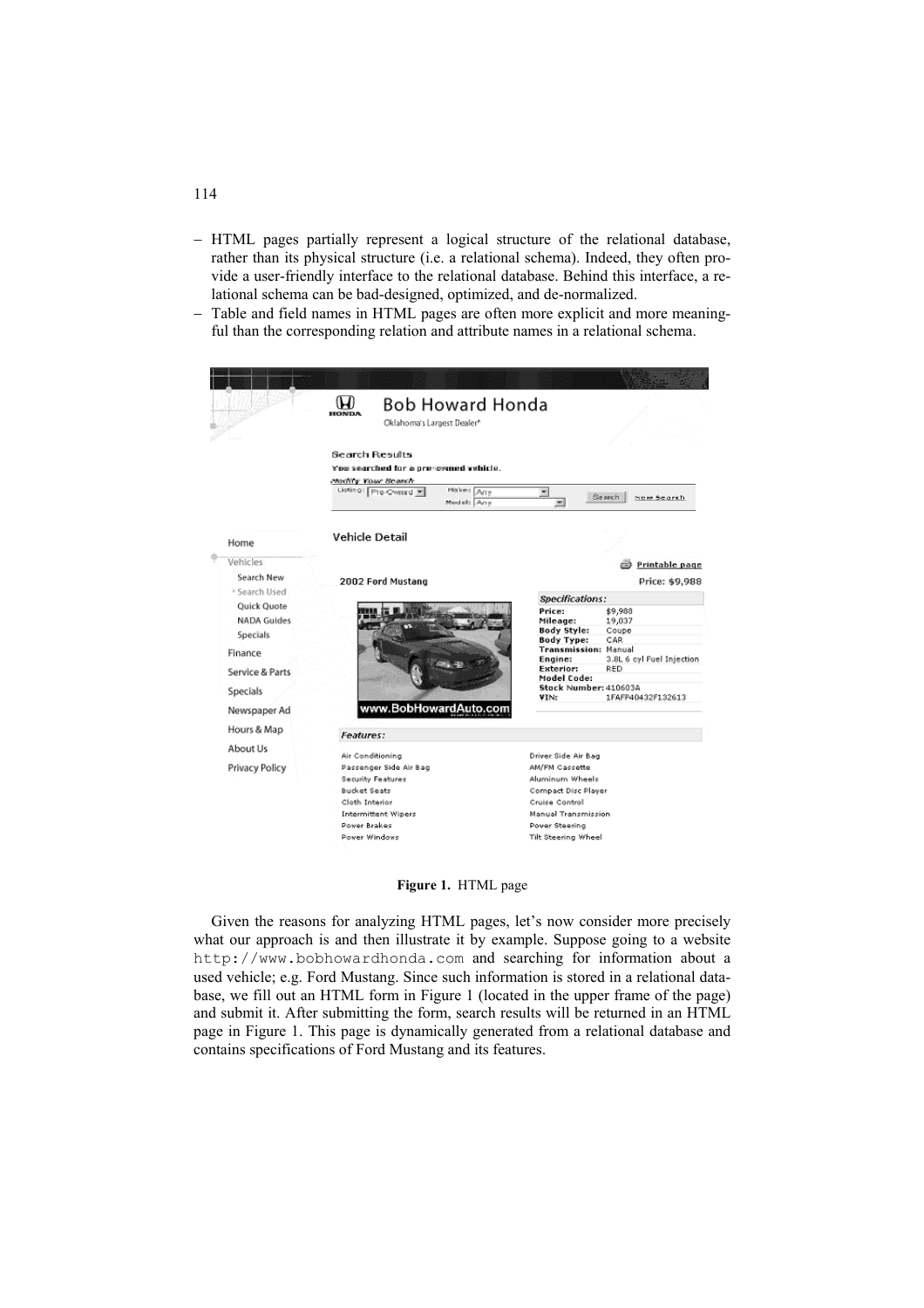- HTML pages partially represent a logical structure of the relational database, rather than its physical structure (i.e. a relational schema). Indeed, they often provide a user-friendly interface to the relational database. Behind this interface, a relational schema can be bad-designed, optimized, and de-normalized.
- Table and field names in HTML pages are often more explicit and more meaningful than the corresponding relation and attribute names in a relational schema.

**Figure 1.** HTML page

Given the reasons for analyzing HTML pages, let's now consider more precisely what our approach is and then illustrate it by example. Suppose going to a website `http://www.bobhowardhonda.com` and searching for information about a used vehicle; e.g. Ford Mustang. Since such information is stored in a relational database, we fill out an HTML form in Figure 1 (located in the upper frame of the page) and submit it. After submitting the form, search results will be returned in an HTML page in Figure 1. This page is dynamically generated from a relational database and contains specifications of Ford Mustang and its features.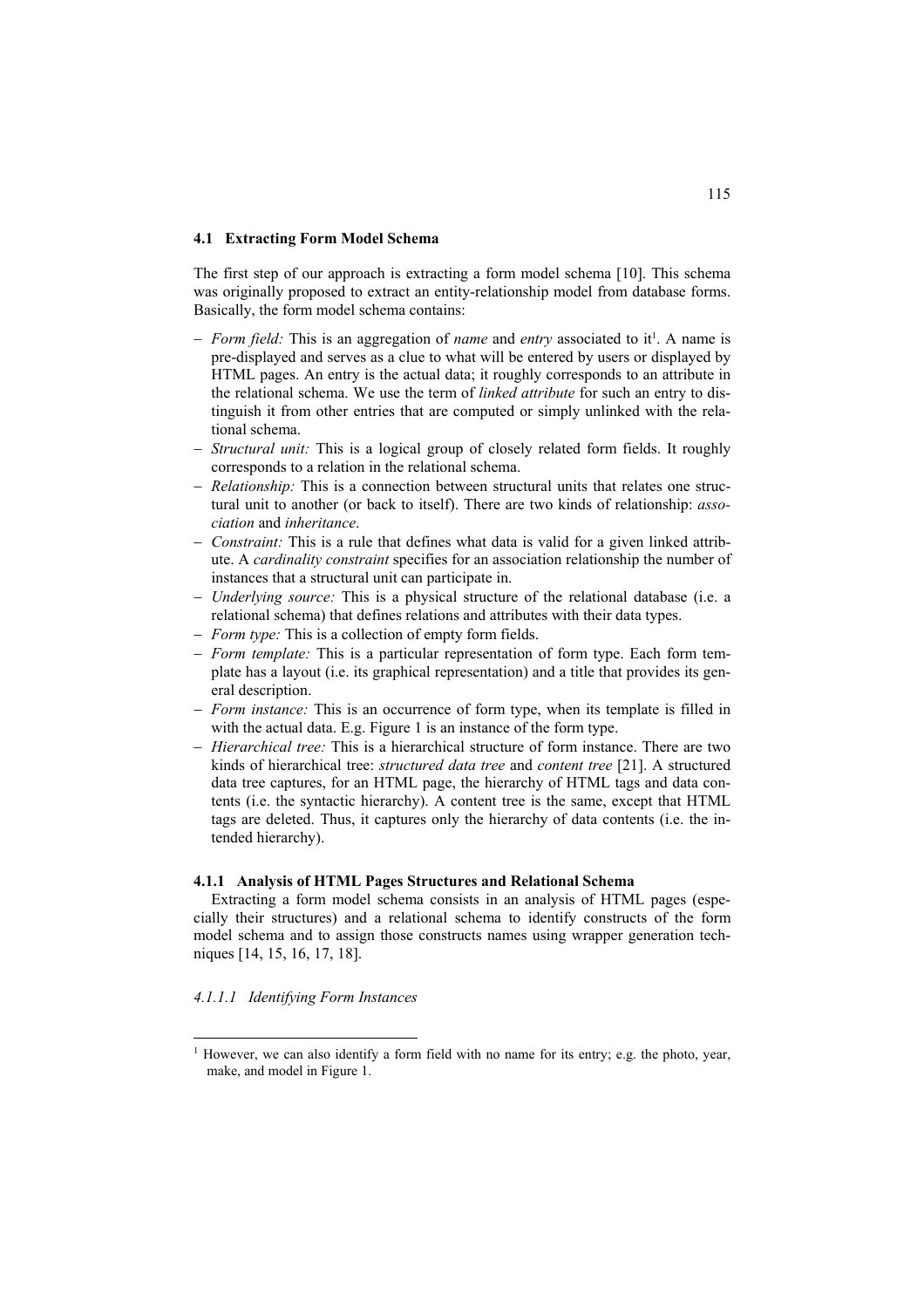### 4.1 Extracting Form Model Schema

The first step of our approach is extracting a form model schema [10]. This schema was originally proposed to extract an entity-relationship model from database forms. Basically, the form model schema contains:

- *Form field:* This is an aggregation of *name* and *entry* associated to it[1]. A name is pre-displayed and serves as a clue to what will be entered by users or displayed by HTML pages. An entry is the actual data; it roughly corresponds to an attribute in the relational schema. We use the term of *linked attribute* for such an entry to distinguish it from other entries that are computed or simply unlinked with the relational schema.
- *Structural unit:* This is a logical group of closely related form fields. It roughly corresponds to a relation in the relational schema.
- *Relationship:* This is a connection between structural units that relates one structural unit to another (or back to itself). There are two kinds of relationship: *association* and *inheritance*.
- *Constraint:* This is a rule that defines what data is valid for a given linked attribute. A *cardinality constraint* specifies for an association relationship the number of instances that a structural unit can participate in.
- *Underlying source:* This is a physical structure of the relational database (i.e. a relational schema) that defines relations and attributes with their data types.
- *Form type:* This is a collection of empty form fields.
- *Form template:* This is a particular representation of form type. Each form template has a layout (i.e. its graphical representation) and a title that provides its general description.
- *Form instance:* This is an occurrence of form type, when its template is filled in with the actual data. E.g. Figure 1 is an instance of the form type.
- *Hierarchical tree:* This is a hierarchical structure of form instance. There are two kinds of hierarchical tree: *structured data tree* and *content tree* [21]. A structured data tree captures, for an HTML page, the hierarchy of HTML tags and data contents (i.e. the syntactic hierarchy). A content tree is the same, except that HTML tags are deleted. Thus, it captures only the hierarchy of data contents (i.e. the intended hierarchy).

#### 4.1.1 Analysis of HTML Pages Structures and Relational Schema

Extracting a form model schema consists in an analysis of HTML pages (especially their structures) and a relational schema to identify constructs of the form model schema and to assign those constructs names using wrapper generation techniques [14, 15, 16, 17, 18].

*4.1.1.1 Identifying Form Instances*

[1] However, we can also identify a form field with no name for its entry; e.g. the photo, year, make, and model in Figure 1.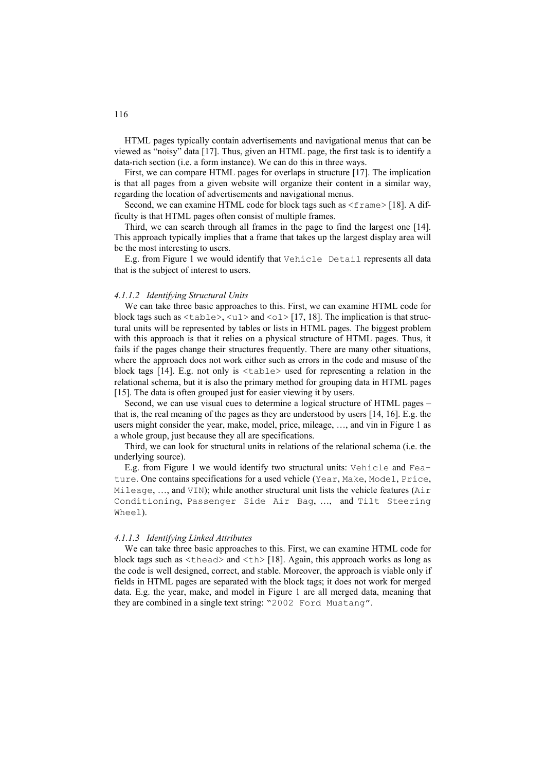HTML pages typically contain advertisements and navigational menus that can be viewed as "noisy" data [17]. Thus, given an HTML page, the first task is to identify a data-rich section (i.e. a form instance). We can do this in three ways.

First, we can compare HTML pages for overlaps in structure [17]. The implication is that all pages from a given website will organize their content in a similar way, regarding the location of advertisements and navigational menus.

Second, we can examine HTML code for block tags such as `<frame>` [18]. A difficulty is that HTML pages often consist of multiple frames.

Third, we can search through all frames in the page to find the largest one [14]. This approach typically implies that a frame that takes up the largest display area will be the most interesting to users.

E.g. from Figure 1 we would identify that `Vehicle Detail` represents all data that is the subject of interest to users.

#### *4.1.1.2 Identifying Structural Units*

We can take three basic approaches to this. First, we can examine HTML code for block tags such as `<table>`, `<ul>` and `<ol>` [17, 18]. The implication is that structural units will be represented by tables or lists in HTML pages. The biggest problem with this approach is that it relies on a physical structure of HTML pages. Thus, it fails if the pages change their structures frequently. There are many other situations, where the approach does not work either such as errors in the code and misuse of the block tags [14]. E.g. not only is `<table>` used for representing a relation in the relational schema, but it is also the primary method for grouping data in HTML pages [15]. The data is often grouped just for easier viewing it by users.

Second, we can use visual cues to determine a logical structure of HTML pages – that is, the real meaning of the pages as they are understood by users [14, 16]. E.g. the users might consider the year, make, model, price, mileage, …, and vin in Figure 1 as a whole group, just because they all are specifications.

Third, we can look for structural units in relations of the relational schema (i.e. the underlying source).

E.g. from Figure 1 we would identify two structural units: `Vehicle` and `Feature`. One contains specifications for a used vehicle (`Year`, `Make`, `Model`, `Price`, `Mileage`, …, and `VIN`); while another structural unit lists the vehicle features (`Air Conditioning`, `Passenger Side Air Bag`, …, and `Tilt Steering Wheel`).

#### *4.1.1.3 Identifying Linked Attributes*

We can take three basic approaches to this. First, we can examine HTML code for block tags such as `<thead>` and `<th>` [18]. Again, this approach works as long as the code is well designed, correct, and stable. Moreover, the approach is viable only if fields in HTML pages are separated with the block tags; it does not work for merged data. E.g. the year, make, and model in Figure 1 are all merged data, meaning that they are combined in a single text string: "`2002 Ford Mustang`".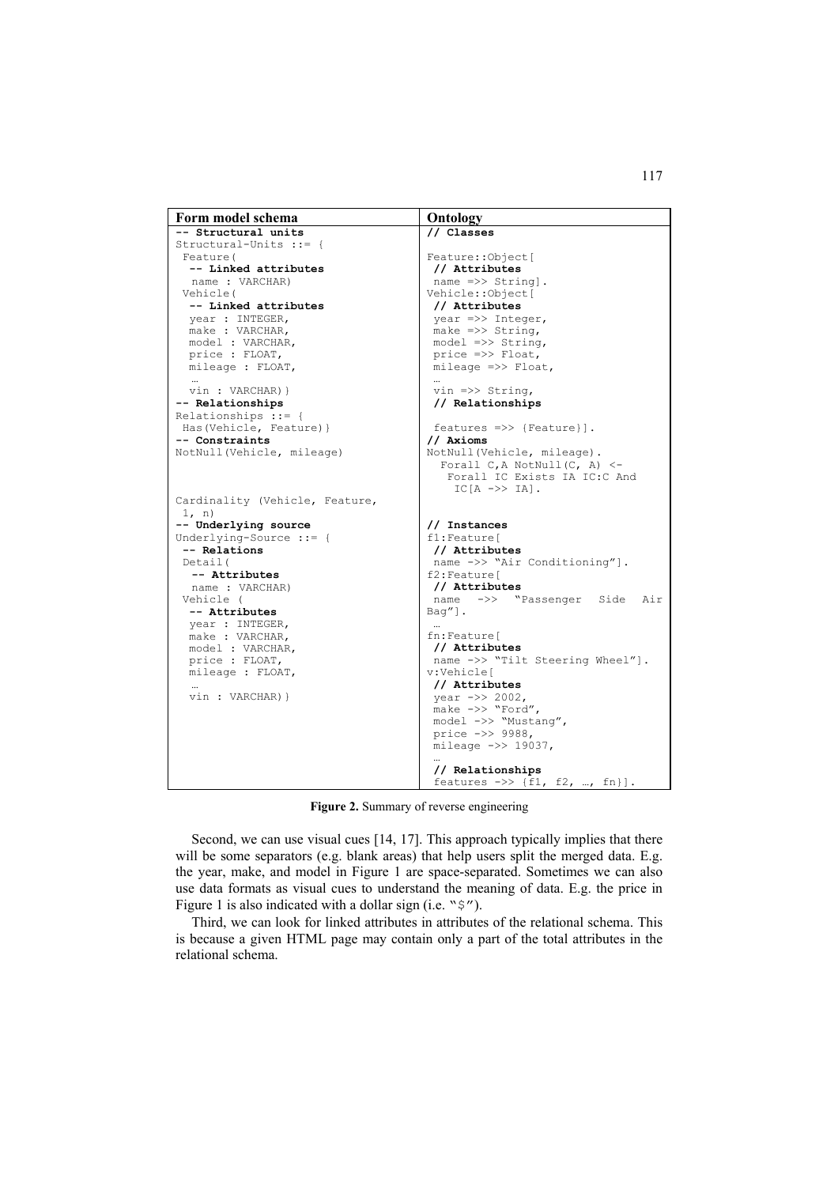| Form model schema | Ontology |
| --- | --- |
| `-- Structural units`<br>`Structural-Units ::= {`<br>` Feature(`<br>`  -- Linked attributes`<br>`   name : VARCHAR)`<br>` Vehicle(`<br>`  -- Linked attributes`<br>`  year : INTEGER,`<br>`  make : VARCHAR,`<br>`  model : VARCHAR,`<br>`  price : FLOAT,`<br>`  mileage : FLOAT,`<br>`  …`<br>`  vin : VARCHAR)}`<br>`-- Relationships`<br>`Relationships ::= {`<br>` Has(Vehicle, Feature)}`<br>`-- Constraints`<br>`NotNull(Vehicle, mileage)`<br><br><br><br>`Cardinality (Vehicle, Feature,`<br>` 1, n)` | `// Classes`<br><br>`Feature::Object[`<br>` // Attributes`<br>` name =>> String].`<br>`Vehicle::Object[`<br>` // Attributes`<br>` year =>> Integer,`<br>` make =>> String,`<br>` model =>> String,`<br>` price =>> Float,`<br>` mileage =>> Float,`<br>` …`<br>` vin =>> String,`<br>` // Relationships`<br><br>` features =>> {Feature}].`<br>`// Axioms`<br>`NotNull(Vehicle, mileage).`<br>`  Forall C,A NotNull(C, A) <-`<br>`   Forall IC Exists IA IC:C And`<br>`    IC[A ->> IA].` |
| `-- Underlying source`<br>`Underlying-Source ::= {`<br>` -- Relations`<br>` Detail(`<br>`  -- Attributes`<br>`   name : VARCHAR)`<br>` Vehicle (`<br>`  -- Attributes`<br>`  year : INTEGER,`<br>`  make : VARCHAR,`<br>`  model : VARCHAR,`<br>`  price : FLOAT,`<br>`  mileage : FLOAT,`<br>`  …`<br>`  vin : VARCHAR)}` | `// Instances`<br>`f1:Feature[`<br>` // Attributes`<br>` name ->> "Air Conditioning"].`<br>`f2:Feature[`<br>` // Attributes`<br>` name ->> "Passenger Side Air Bag"].`<br>` …`<br>`fn:Feature[`<br>` // Attributes`<br>` name ->> "Tilt Steering Wheel"].`<br>`v:Vehicle[`<br>` // Attributes`<br>` year ->> 2002,`<br>` make ->> "Ford",`<br>` model ->> "Mustang",`<br>` price ->> 9988,`<br>` mileage ->> 19037,`<br>` …`<br>` // Relationships`<br>` features ->> {f1, f2, …, fn}].` |

**Figure 2.** Summary of reverse engineering

Second, we can use visual cues [14, 17]. This approach typically implies that there will be some separators (e.g. blank areas) that help users split the merged data. E.g. the year, make, and model in Figure 1 are space-separated. Sometimes we can also use data formats as visual cues to understand the meaning of data. E.g. the price in Figure 1 is also indicated with a dollar sign (i.e. "$").

Third, we can look for linked attributes in attributes of the relational schema. This is because a given HTML page may contain only a part of the total attributes in the relational schema.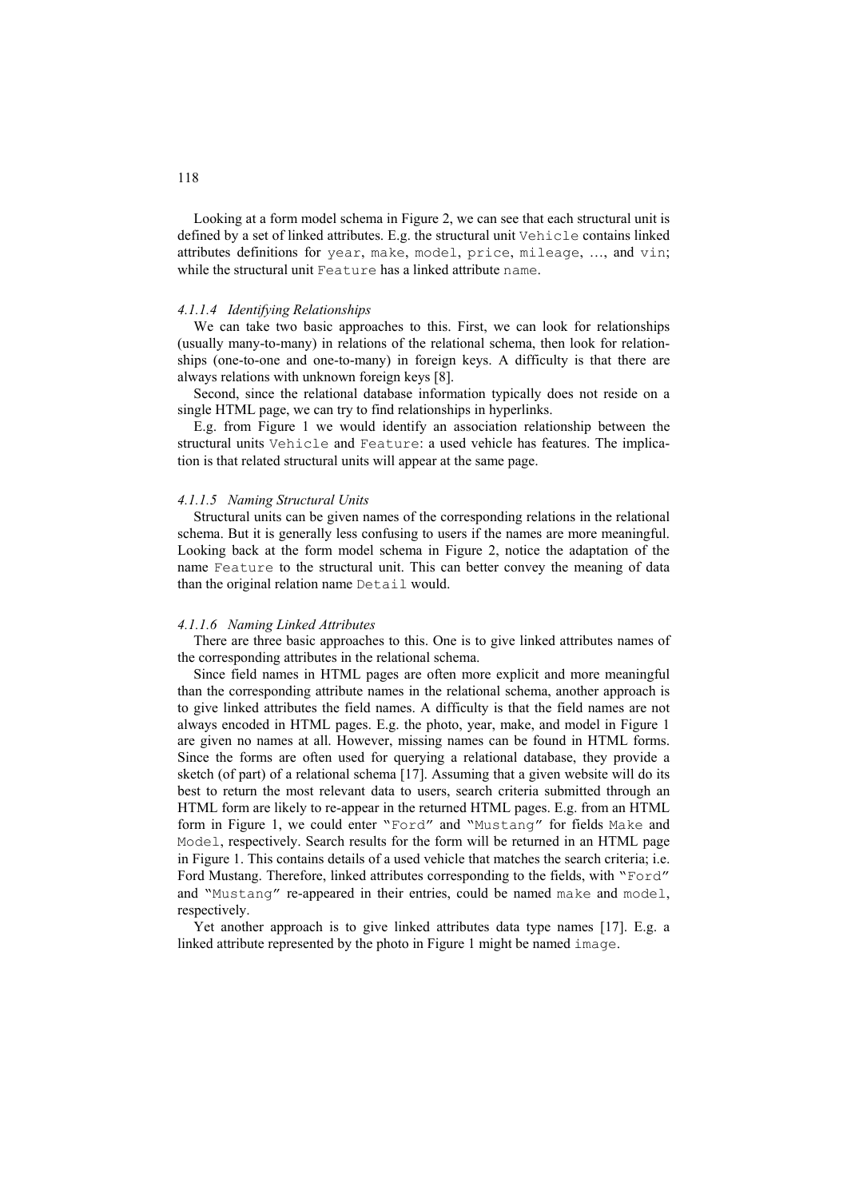Looking at a form model schema in Figure 2, we can see that each structural unit is defined by a set of linked attributes. E.g. the structural unit `Vehicle` contains linked attributes definitions for `year`, `make`, `model`, `price`, `mileage`, …, and `vin`; while the structural unit `Feature` has a linked attribute `name`.

#### *4.1.1.4 Identifying Relationships*

We can take two basic approaches to this. First, we can look for relationships (usually many-to-many) in relations of the relational schema, then look for relationships (one-to-one and one-to-many) in foreign keys. A difficulty is that there are always relations with unknown foreign keys [8].

Second, since the relational database information typically does not reside on a single HTML page, we can try to find relationships in hyperlinks.

E.g. from Figure 1 we would identify an association relationship between the structural units `Vehicle` and `Feature`: a used vehicle has features. The implication is that related structural units will appear at the same page.

#### *4.1.1.5 Naming Structural Units*

Structural units can be given names of the corresponding relations in the relational schema. But it is generally less confusing to users if the names are more meaningful. Looking back at the form model schema in Figure 2, notice the adaptation of the name `Feature` to the structural unit. This can better convey the meaning of data than the original relation name `Detail` would.

#### *4.1.1.6 Naming Linked Attributes*

There are three basic approaches to this. One is to give linked attributes names of the corresponding attributes in the relational schema.

Since field names in HTML pages are often more explicit and more meaningful than the corresponding attribute names in the relational schema, another approach is to give linked attributes the field names. A difficulty is that the field names are not always encoded in HTML pages. E.g. the photo, year, make, and model in Figure 1 are given no names at all. However, missing names can be found in HTML forms. Since the forms are often used for querying a relational database, they provide a sketch (of part) of a relational schema [17]. Assuming that a given website will do its best to return the most relevant data to users, search criteria submitted through an HTML form are likely to re-appear in the returned HTML pages. E.g. from an HTML form in Figure 1, we could enter `"Ford"` and `"Mustang"` for fields `Make` and `Model`, respectively. Search results for the form will be returned in an HTML page in Figure 1. This contains details of a used vehicle that matches the search criteria; i.e. Ford Mustang. Therefore, linked attributes corresponding to the fields, with `"Ford"` and `"Mustang"` re-appeared in their entries, could be named `make` and `model`, respectively.

Yet another approach is to give linked attributes data type names [17]. E.g. a linked attribute represented by the photo in Figure 1 might be named `image`.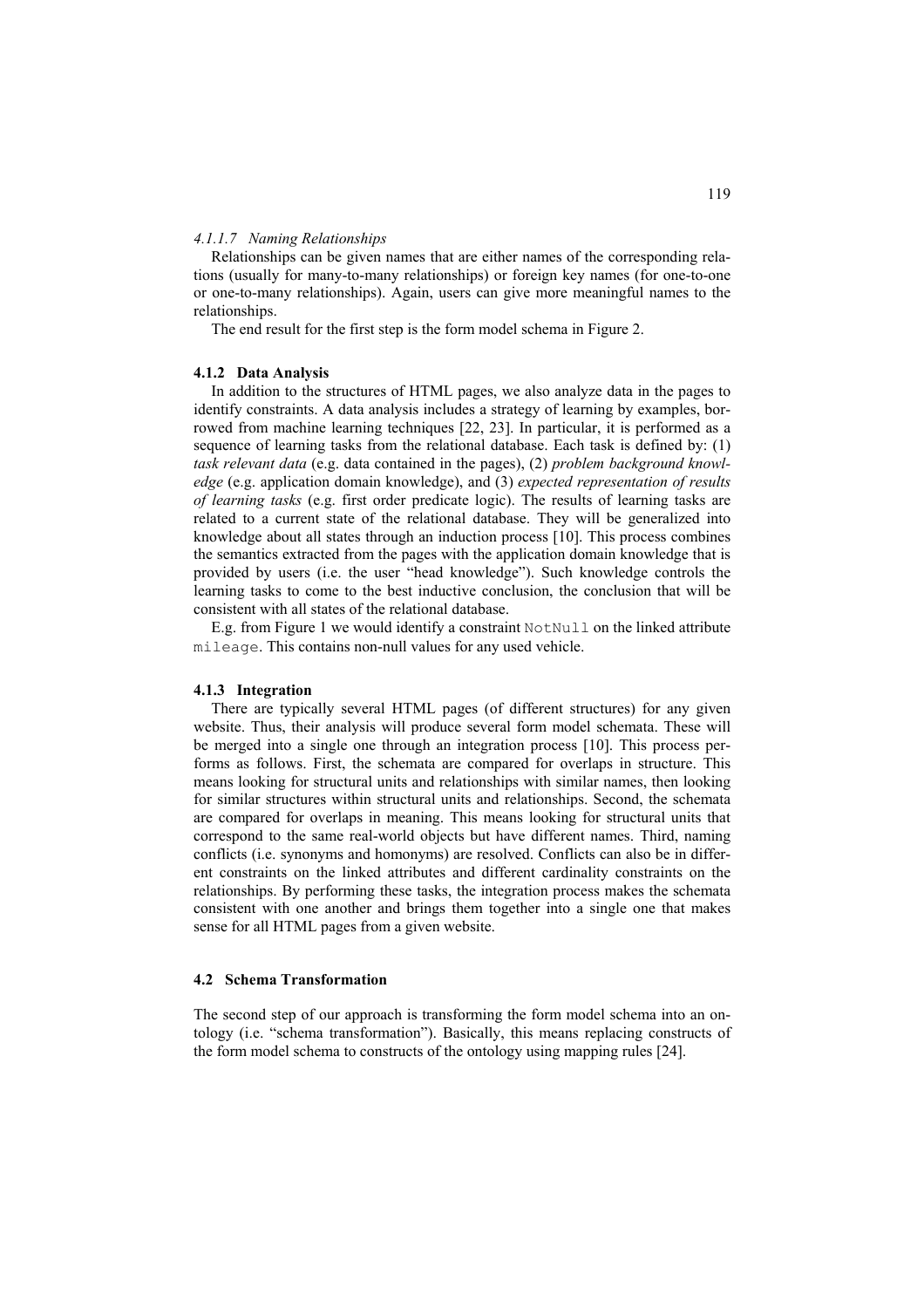#### *4.1.1.7 Naming Relationships*

Relationships can be given names that are either names of the corresponding relations (usually for many-to-many relationships) or foreign key names (for one-to-one or one-to-many relationships). Again, users can give more meaningful names to the relationships.

The end result for the first step is the form model schema in Figure 2.

### 4.1.2 Data Analysis

In addition to the structures of HTML pages, we also analyze data in the pages to identify constraints. A data analysis includes a strategy of learning by examples, borrowed from machine learning techniques [22, 23]. In particular, it is performed as a sequence of learning tasks from the relational database. Each task is defined by: (1) *task relevant data* (e.g. data contained in the pages), (2) *problem background knowledge* (e.g. application domain knowledge), and (3) *expected representation of results of learning tasks* (e.g. first order predicate logic). The results of learning tasks are related to a current state of the relational database. They will be generalized into knowledge about all states through an induction process [10]. This process combines the semantics extracted from the pages with the application domain knowledge that is provided by users (i.e. the user "head knowledge"). Such knowledge controls the learning tasks to come to the best inductive conclusion, the conclusion that will be consistent with all states of the relational database.

E.g. from Figure 1 we would identify a constraint `NotNull` on the linked attribute `mileage`. This contains non-null values for any used vehicle.

### 4.1.3 Integration

There are typically several HTML pages (of different structures) for any given website. Thus, their analysis will produce several form model schemata. These will be merged into a single one through an integration process [10]. This process performs as follows. First, the schemata are compared for overlaps in structure. This means looking for structural units and relationships with similar names, then looking for similar structures within structural units and relationships. Second, the schemata are compared for overlaps in meaning. This means looking for structural units that correspond to the same real-world objects but have different names. Third, naming conflicts (i.e. synonyms and homonyms) are resolved. Conflicts can also be in different constraints on the linked attributes and different cardinality constraints on the relationships. By performing these tasks, the integration process makes the schemata consistent with one another and brings them together into a single one that makes sense for all HTML pages from a given website.

## 4.2 Schema Transformation

The second step of our approach is transforming the form model schema into an ontology (i.e. "schema transformation"). Basically, this means replacing constructs of the form model schema to constructs of the ontology using mapping rules [24].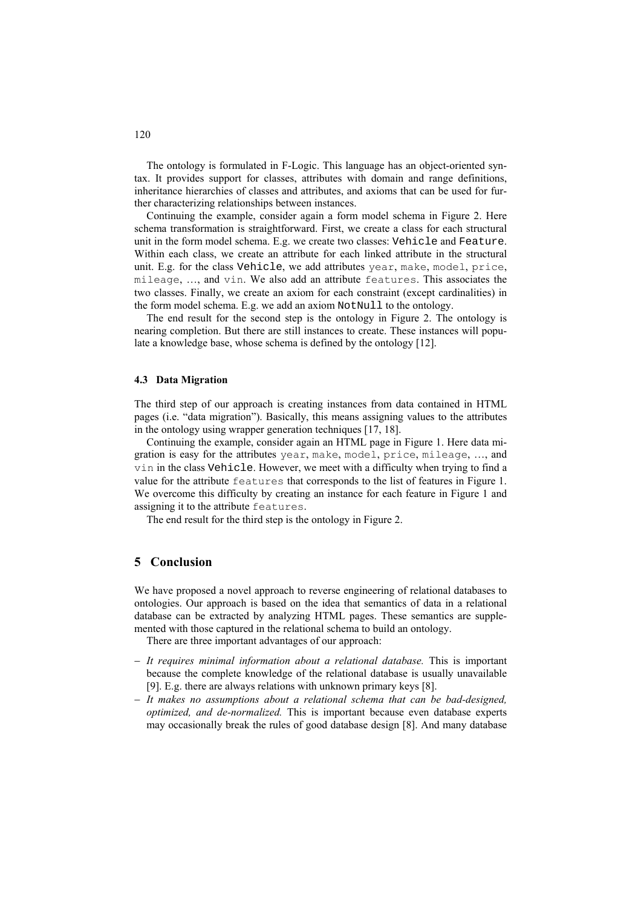The ontology is formulated in F-Logic. This language has an object-oriented syntax. It provides support for classes, attributes with domain and range definitions, inheritance hierarchies of classes and attributes, and axioms that can be used for further characterizing relationships between instances.

Continuing the example, consider again a form model schema in Figure 2. Here schema transformation is straightforward. First, we create a class for each structural unit in the form model schema. E.g. we create two classes: `Vehicle` and `Feature`. Within each class, we create an attribute for each linked attribute in the structural unit. E.g. for the class `Vehicle`, we add attributes `year`, `make`, `model`, `price`, `mileage`, …, and `vin`. We also add an attribute `features`. This associates the two classes. Finally, we create an axiom for each constraint (except cardinalities) in the form model schema. E.g. we add an axiom `NotNull` to the ontology.

The end result for the second step is the ontology in Figure 2. The ontology is nearing completion. But there are still instances to create. These instances will populate a knowledge base, whose schema is defined by the ontology [12].

### 4.3 Data Migration

The third step of our approach is creating instances from data contained in HTML pages (i.e. "data migration"). Basically, this means assigning values to the attributes in the ontology using wrapper generation techniques [17, 18].

Continuing the example, consider again an HTML page in Figure 1. Here data migration is easy for the attributes `year`, `make`, `model`, `price`, `mileage`, …, and `vin` in the class `Vehicle`. However, we meet with a difficulty when trying to find a value for the attribute `features` that corresponds to the list of features in Figure 1. We overcome this difficulty by creating an instance for each feature in Figure 1 and assigning it to the attribute `features`.

The end result for the third step is the ontology in Figure 2.

## 5 Conclusion

We have proposed a novel approach to reverse engineering of relational databases to ontologies. Our approach is based on the idea that semantics of data in a relational database can be extracted by analyzing HTML pages. These semantics are supplemented with those captured in the relational schema to build an ontology.

There are three important advantages of our approach:

- *It requires minimal information about a relational database.* This is important because the complete knowledge of the relational database is usually unavailable [9]. E.g. there are always relations with unknown primary keys [8].
- *It makes no assumptions about a relational schema that can be bad-designed, optimized, and de-normalized.* This is important because even database experts may occasionally break the rules of good database design [8]. And many database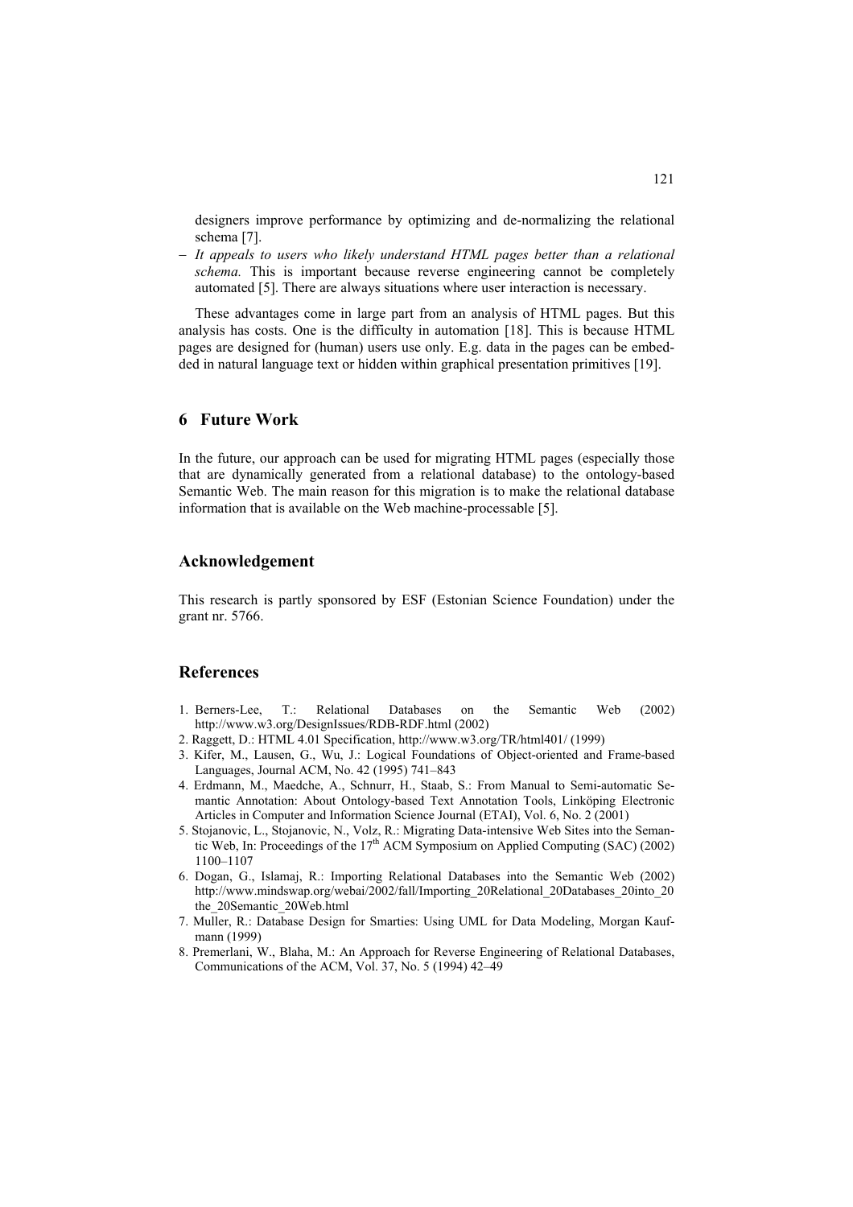designers improve performance by optimizing and de-normalizing the relational schema [7].

- *It appeals to users who likely understand HTML pages better than a relational schema.* This is important because reverse engineering cannot be completely automated [5]. There are always situations where user interaction is necessary.

These advantages come in large part from an analysis of HTML pages. But this analysis has costs. One is the difficulty in automation [18]. This is because HTML pages are designed for (human) users use only. E.g. data in the pages can be embedded in natural language text or hidden within graphical presentation primitives [19].

## 6 Future Work

In the future, our approach can be used for migrating HTML pages (especially those that are dynamically generated from a relational database) to the ontology-based Semantic Web. The main reason for this migration is to make the relational database information that is available on the Web machine-processable [5].

## Acknowledgement

This research is partly sponsored by ESF (Estonian Science Foundation) under the grant nr. 5766.

## References

1. Berners-Lee, T.: Relational Databases on the Semantic Web (2002) http://www.w3.org/DesignIssues/RDB-RDF.html (2002)
2. Raggett, D.: HTML 4.01 Specification, http://www.w3.org/TR/html401/ (1999)
3. Kifer, M., Lausen, G., Wu, J.: Logical Foundations of Object-oriented and Frame-based Languages, Journal ACM, No. 42 (1995) 741–843
4. Erdmann, M., Maedche, A., Schnurr, H., Staab, S.: From Manual to Semi-automatic Semantic Annotation: About Ontology-based Text Annotation Tools, Linköping Electronic Articles in Computer and Information Science Journal (ETAI), Vol. 6, No. 2 (2001)
5. Stojanovic, L., Stojanovic, N., Volz, R.: Migrating Data-intensive Web Sites into the Semantic Web, In: Proceedings of the 17th ACM Symposium on Applied Computing (SAC) (2002) 1100–1107
6. Dogan, G., Islamaj, R.: Importing Relational Databases into the Semantic Web (2002) http://www.mindswap.org/webai/2002/fall/Importing_20Relational_20Databases_20into_20the_20Semantic_20Web.html
7. Muller, R.: Database Design for Smarties: Using UML for Data Modeling, Morgan Kaufmann (1999)
8. Premerlani, W., Blaha, M.: An Approach for Reverse Engineering of Relational Databases, Communications of the ACM, Vol. 37, No. 5 (1994) 42–49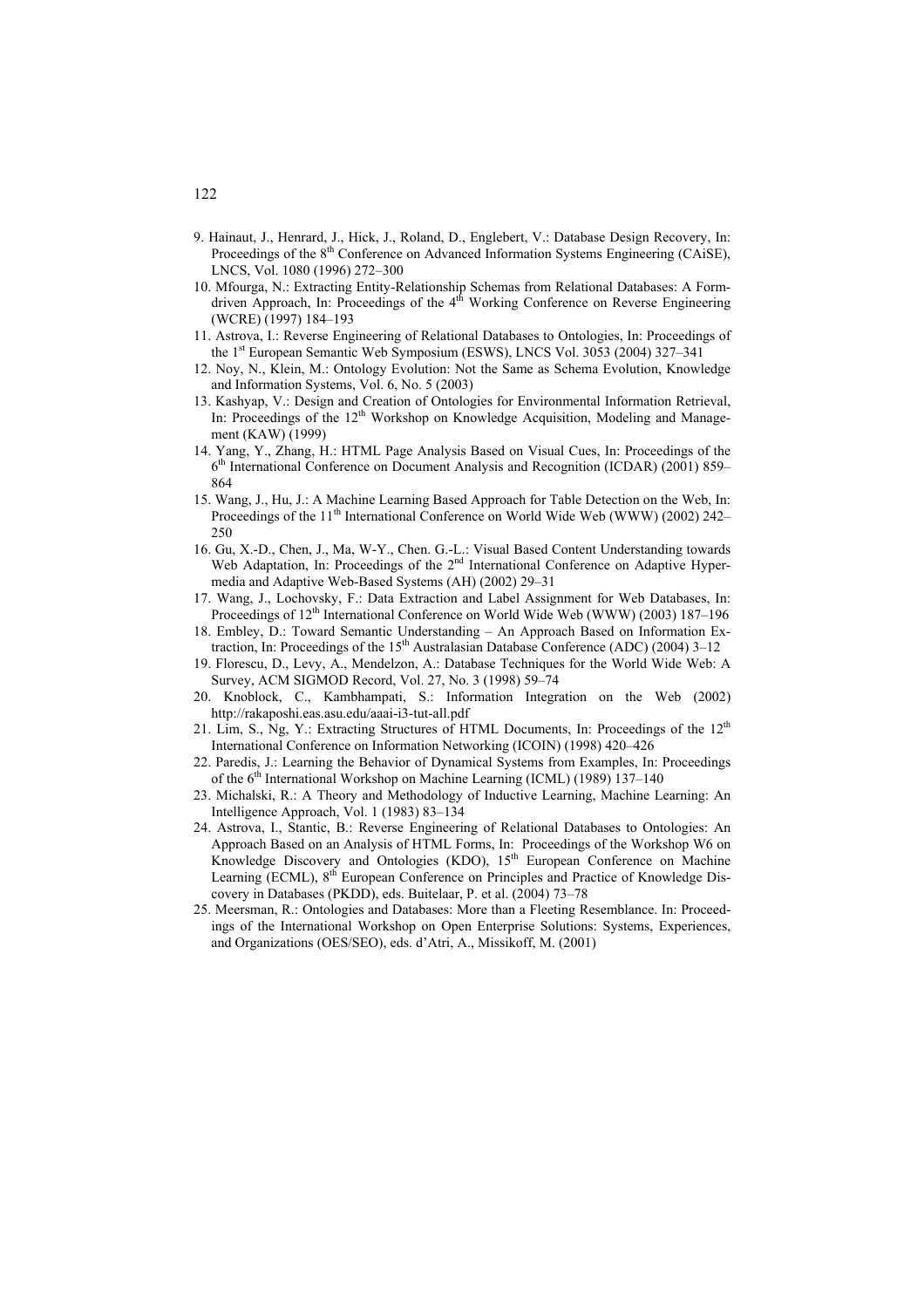9. Hainaut, J., Henrard, J., Hick, J., Roland, D., Englebert, V.: Database Design Recovery, In: Proceedings of the 8th Conference on Advanced Information Systems Engineering (CAiSE), LNCS, Vol. 1080 (1996) 272–300
10. Mfourga, N.: Extracting Entity-Relationship Schemas from Relational Databases: A Form-driven Approach, In: Proceedings of the 4th Working Conference on Reverse Engineering (WCRE) (1997) 184–193
11. Astrova, I.: Reverse Engineering of Relational Databases to Ontologies, In: Proceedings of the 1st European Semantic Web Symposium (ESWS), LNCS Vol. 3053 (2004) 327–341
12. Noy, N., Klein, M.: Ontology Evolution: Not the Same as Schema Evolution, Knowledge and Information Systems, Vol. 6, No. 5 (2003)
13. Kashyap, V.: Design and Creation of Ontologies for Environmental Information Retrieval, In: Proceedings of the 12th Workshop on Knowledge Acquisition, Modeling and Management (KAW) (1999)
14. Yang, Y., Zhang, H.: HTML Page Analysis Based on Visual Cues, In: Proceedings of the 6th International Conference on Document Analysis and Recognition (ICDAR) (2001) 859–864
15. Wang, J., Hu, J.: A Machine Learning Based Approach for Table Detection on the Web, In: Proceedings of the 11th International Conference on World Wide Web (WWW) (2002) 242–250
16. Gu, X.-D., Chen, J., Ma, W-Y., Chen. G.-L.: Visual Based Content Understanding towards Web Adaptation, In: Proceedings of the 2nd International Conference on Adaptive Hypermedia and Adaptive Web-Based Systems (AH) (2002) 29–31
17. Wang, J., Lochovsky, F.: Data Extraction and Label Assignment for Web Databases, In: Proceedings of 12th International Conference on World Wide Web (WWW) (2003) 187–196
18. Embley, D.: Toward Semantic Understanding – An Approach Based on Information Extraction, In: Proceedings of the 15th Australasian Database Conference (ADC) (2004) 3–12
19. Florescu, D., Levy, A., Mendelzon, A.: Database Techniques for the World Wide Web: A Survey, ACM SIGMOD Record, Vol. 27, No. 3 (1998) 59–74
20. Knoblock, C., Kambhampati, S.: Information Integration on the Web (2002) http://rakaposhi.eas.asu.edu/aaai-i3-tut-all.pdf
21. Lim, S., Ng, Y.: Extracting Structures of HTML Documents, In: Proceedings of the 12th International Conference on Information Networking (ICOIN) (1998) 420–426
22. Paredis, J.: Learning the Behavior of Dynamical Systems from Examples, In: Proceedings of the 6th International Workshop on Machine Learning (ICML) (1989) 137–140
23. Michalski, R.: A Theory and Methodology of Inductive Learning, Machine Learning: An Intelligence Approach, Vol. 1 (1983) 83–134
24. Astrova, I., Stantic, B.: Reverse Engineering of Relational Databases to Ontologies: An Approach Based on an Analysis of HTML Forms, In: Proceedings of the Workshop W6 on Knowledge Discovery and Ontologies (KDO), 15th European Conference on Machine Learning (ECML), 8th European Conference on Principles and Practice of Knowledge Discovery in Databases (PKDD), eds. Buitelaar, P. et al. (2004) 73–78
25. Meersman, R.: Ontologies and Databases: More than a Fleeting Resemblance. In: Proceedings of the International Workshop on Open Enterprise Solutions: Systems, Experiences, and Organizations (OES/SEO), eds. d'Atri, A., Missikoff, M. (2001)